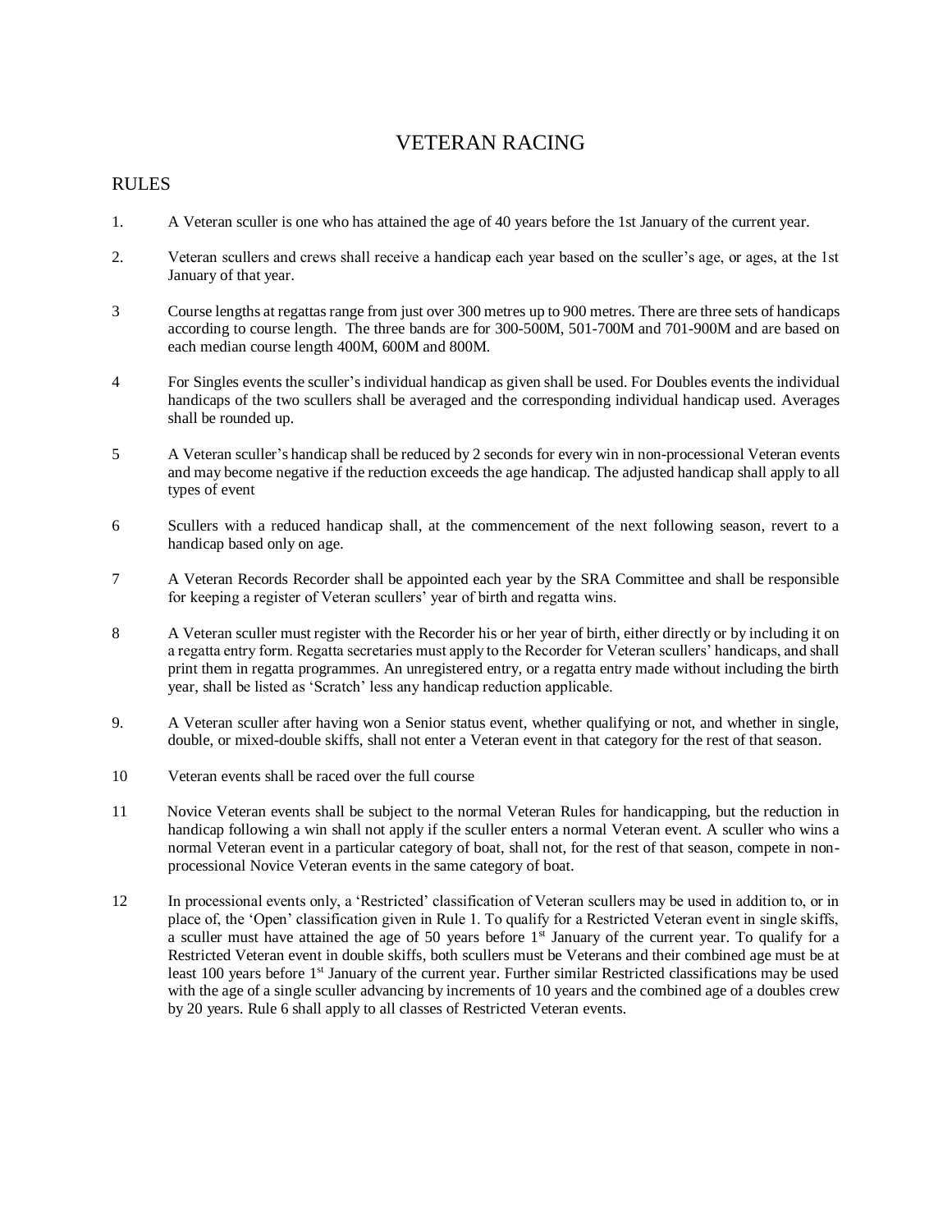# VETERAN RACING

## RULES

1. A Veteran sculler is one who has attained the age of 40 years before the 1st January of the current year.

2. Veteran scullers and crews shall receive a handicap each year based on the sculler's age, or ages, at the 1st January of that year.

3 Course lengths at regattas range from just over 300 metres up to 900 metres. There are three sets of handicaps according to course length. The three bands are for 300-500M, 501-700M and 701-900M and are based on each median course length 400M, 600M and 800M.

4 For Singles events the sculler's individual handicap as given shall be used. For Doubles events the individual handicaps of the two scullers shall be averaged and the corresponding individual handicap used. Averages shall be rounded up.

5 A Veteran sculler's handicap shall be reduced by 2 seconds for every win in non-processional Veteran events and may become negative if the reduction exceeds the age handicap. The adjusted handicap shall apply to all types of event

6 Scullers with a reduced handicap shall, at the commencement of the next following season, revert to a handicap based only on age.

7 A Veteran Records Recorder shall be appointed each year by the SRA Committee and shall be responsible for keeping a register of Veteran scullers' year of birth and regatta wins.

8 A Veteran sculler must register with the Recorder his or her year of birth, either directly or by including it on a regatta entry form. Regatta secretaries must apply to the Recorder for Veteran scullers' handicaps, and shall print them in regatta programmes. An unregistered entry, or a regatta entry made without including the birth year, shall be listed as 'Scratch' less any handicap reduction applicable.

9. A Veteran sculler after having won a Senior status event, whether qualifying or not, and whether in single, double, or mixed-double skiffs, shall not enter a Veteran event in that category for the rest of that season.

10 Veteran events shall be raced over the full course

11 Novice Veteran events shall be subject to the normal Veteran Rules for handicapping, but the reduction in handicap following a win shall not apply if the sculler enters a normal Veteran event. A sculler who wins a normal Veteran event in a particular category of boat, shall not, for the rest of that season, compete in non-processional Novice Veteran events in the same category of boat.

12 In processional events only, a 'Restricted' classification of Veteran scullers may be used in addition to, or in place of, the 'Open' classification given in Rule 1. To qualify for a Restricted Veteran event in single skiffs, a sculler must have attained the age of 50 years before 1st January of the current year. To qualify for a Restricted Veteran event in double skiffs, both scullers must be Veterans and their combined age must be at least 100 years before 1st January of the current year. Further similar Restricted classifications may be used with the age of a single sculler advancing by increments of 10 years and the combined age of a doubles crew by 20 years. Rule 6 shall apply to all classes of Restricted Veteran events.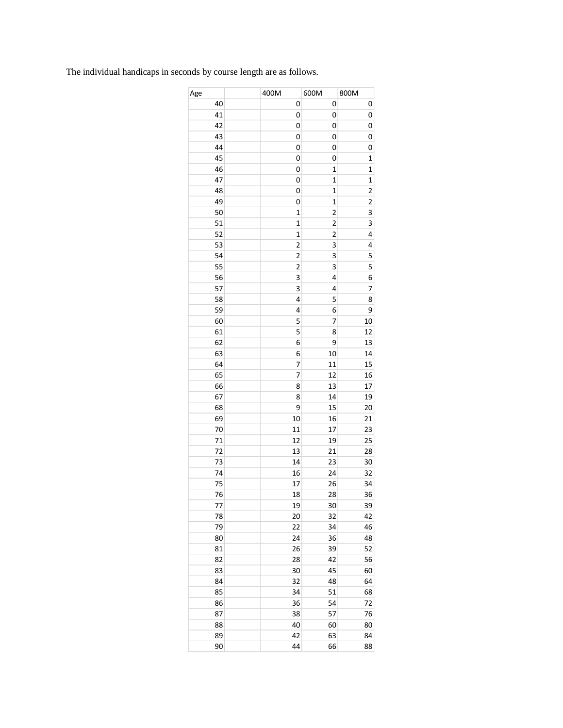The individual handicaps in seconds by course length are as follows.

| Age | | 400M | 600M | 800M |
|---|---|---|---|---|
| 40 | | 0 | 0 | 0 |
| 41 | | 0 | 0 | 0 |
| 42 | | 0 | 0 | 0 |
| 43 | | 0 | 0 | 0 |
| 44 | | 0 | 0 | 0 |
| 45 | | 0 | 0 | 1 |
| 46 | | 0 | 1 | 1 |
| 47 | | 0 | 1 | 1 |
| 48 | | 0 | 1 | 2 |
| 49 | | 0 | 1 | 2 |
| 50 | | 1 | 2 | 3 |
| 51 | | 1 | 2 | 3 |
| 52 | | 1 | 2 | 4 |
| 53 | | 2 | 3 | 4 |
| 54 | | 2 | 3 | 5 |
| 55 | | 2 | 3 | 5 |
| 56 | | 3 | 4 | 6 |
| 57 | | 3 | 4 | 7 |
| 58 | | 4 | 5 | 8 |
| 59 | | 4 | 6 | 9 |
| 60 | | 5 | 7 | 10 |
| 61 | | 5 | 8 | 12 |
| 62 | | 6 | 9 | 13 |
| 63 | | 6 | 10 | 14 |
| 64 | | 7 | 11 | 15 |
| 65 | | 7 | 12 | 16 |
| 66 | | 8 | 13 | 17 |
| 67 | | 8 | 14 | 19 |
| 68 | | 9 | 15 | 20 |
| 69 | | 10 | 16 | 21 |
| 70 | | 11 | 17 | 23 |
| 71 | | 12 | 19 | 25 |
| 72 | | 13 | 21 | 28 |
| 73 | | 14 | 23 | 30 |
| 74 | | 16 | 24 | 32 |
| 75 | | 17 | 26 | 34 |
| 76 | | 18 | 28 | 36 |
| 77 | | 19 | 30 | 39 |
| 78 | | 20 | 32 | 42 |
| 79 | | 22 | 34 | 46 |
| 80 | | 24 | 36 | 48 |
| 81 | | 26 | 39 | 52 |
| 82 | | 28 | 42 | 56 |
| 83 | | 30 | 45 | 60 |
| 84 | | 32 | 48 | 64 |
| 85 | | 34 | 51 | 68 |
| 86 | | 36 | 54 | 72 |
| 87 | | 38 | 57 | 76 |
| 88 | | 40 | 60 | 80 |
| 89 | | 42 | 63 | 84 |
| 90 | | 44 | 66 | 88 |